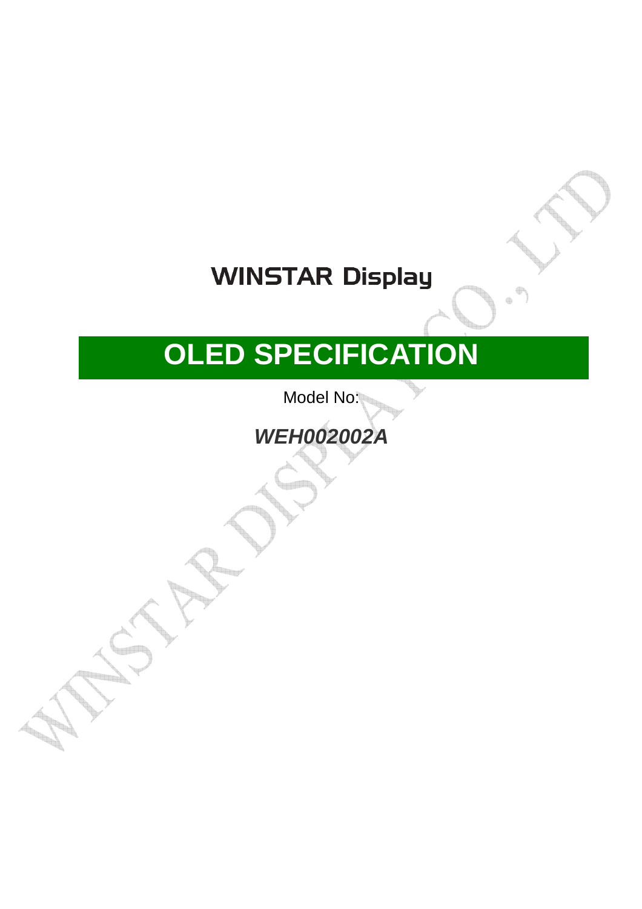# WINSTAR Display

# OLED SPECIFICATION

Model No:

***WEH002002A***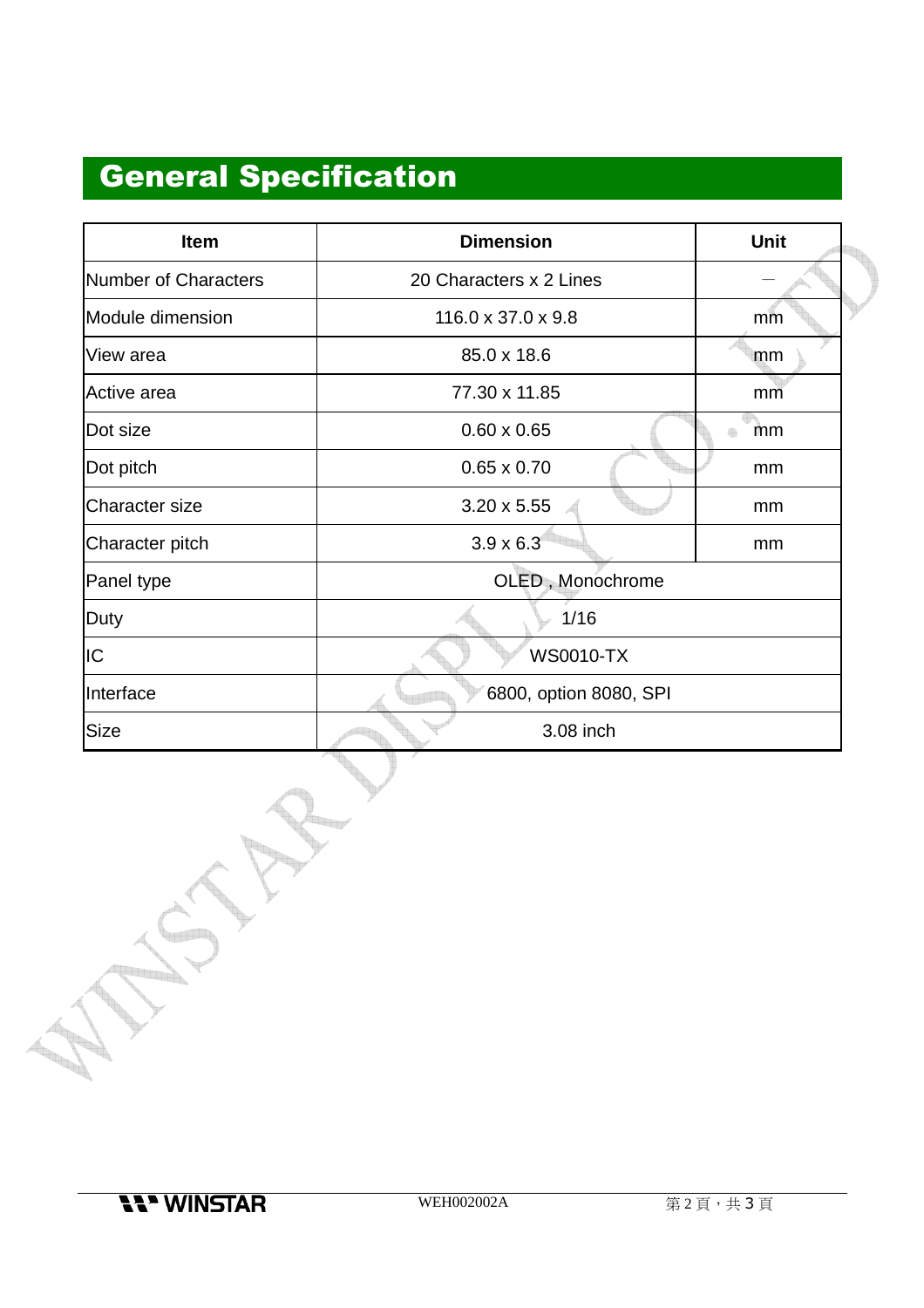## General Specification

| Item | Dimension | Unit |
| --- | --- | --- |
| Number of Characters | 20 Characters x 2 Lines | — |
| Module dimension | 116.0 x 37.0 x 9.8 | mm |
| View area | 85.0 x 18.6 | mm |
| Active area | 77.30 x 11.85 | mm |
| Dot size | 0.60 x 0.65 | mm |
| Dot pitch | 0.65 x 0.70 | mm |
| Character size | 3.20 x 5.55 | mm |
| Character pitch | 3.9 x 6.3 | mm |
| Panel type | OLED , Monochrome | |
| Duty | 1/16 | |
| IC | WS0010-TX | |
| Interface | 6800, option 8080, SPI | |
| Size | 3.08 inch | |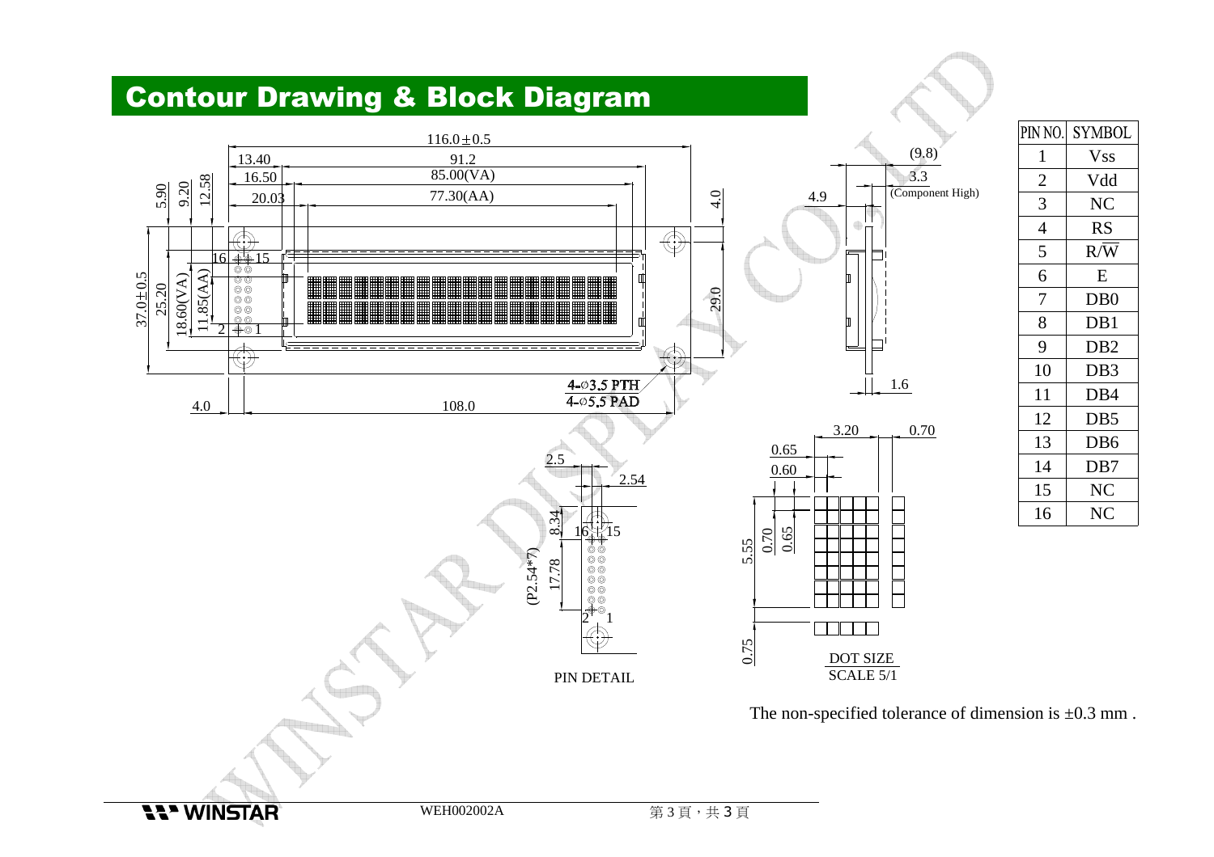## Contour Drawing & Block Diagram

| PIN NO. | SYMBOL |
|---|---|
| 1 | Vss |
| 2 | Vdd |
| 3 | NC |
| 4 | RS |
| 5 | R/$\overline{W}$ |
| 6 | E |
| 7 | DB0 |
| 8 | DB1 |
| 9 | DB2 |
| 10 | DB3 |
| 11 | DB4 |
| 12 | DB5 |
| 13 | DB6 |
| 14 | DB7 |
| 15 | NC |
| 16 | NC |

PIN DETAIL

DOT SIZE
SCALE 5/1

The non-specified tolerance of dimension is ±0.3 mm .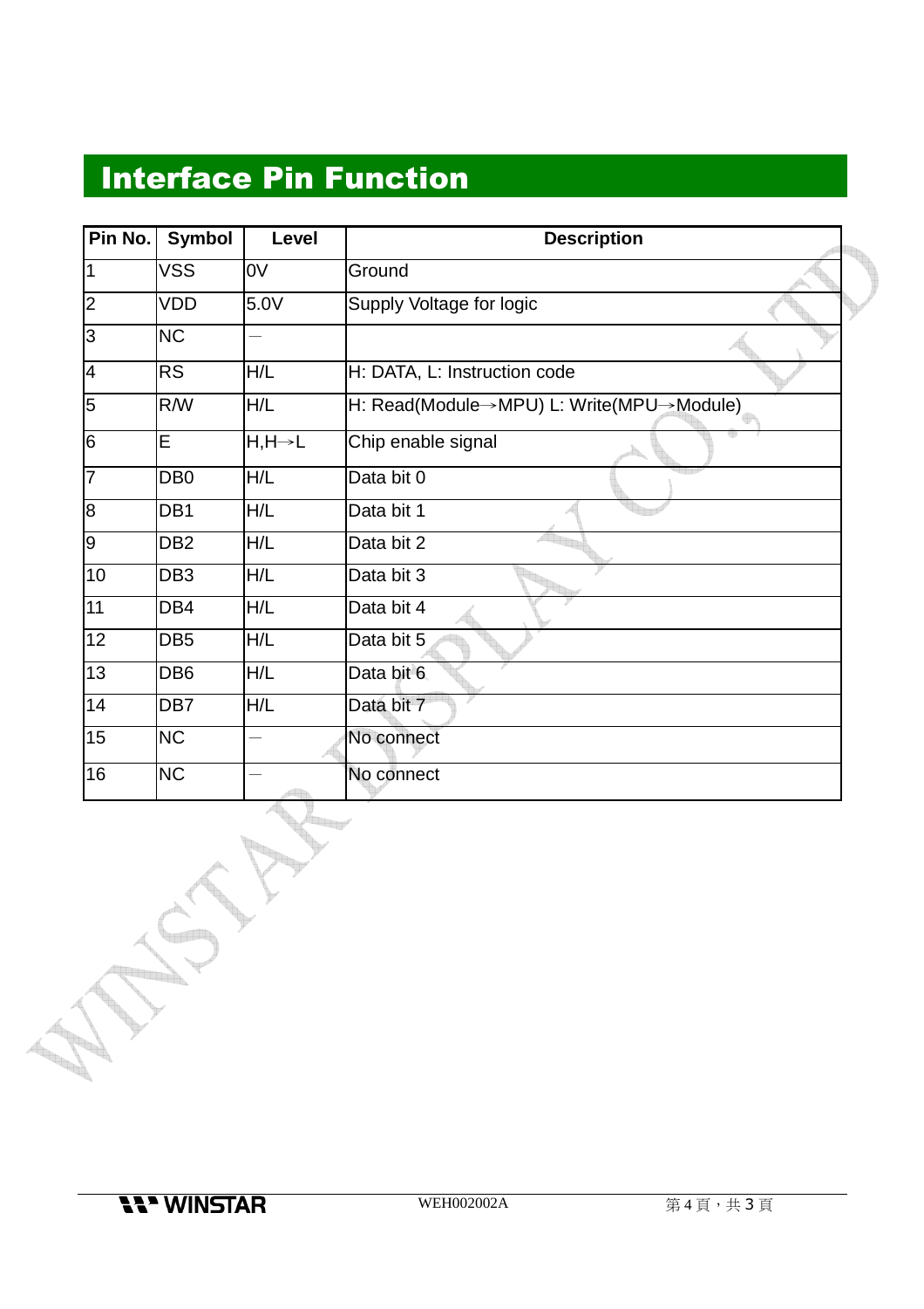# Interface Pin Function

| Pin No. | Symbol | Level | Description |
|---|---|---|---|
| 1 | VSS | 0V | Ground |
| 2 | VDD | 5.0V | Supply Voltage for logic |
| 3 | NC | — | |
| 4 | RS | H/L | H: DATA, L: Instruction code |
| 5 | R/W | H/L | H: Read(Module→MPU) L: Write(MPU→Module) |
| 6 | E | H,H→L | Chip enable signal |
| 7 | DB0 | H/L | Data bit 0 |
| 8 | DB1 | H/L | Data bit 1 |
| 9 | DB2 | H/L | Data bit 2 |
| 10 | DB3 | H/L | Data bit 3 |
| 11 | DB4 | H/L | Data bit 4 |
| 12 | DB5 | H/L | Data bit 5 |
| 13 | DB6 | H/L | Data bit 6 |
| 14 | DB7 | H/L | Data bit 7 |
| 15 | NC | — | No connect |
| 16 | NC | — | No connect |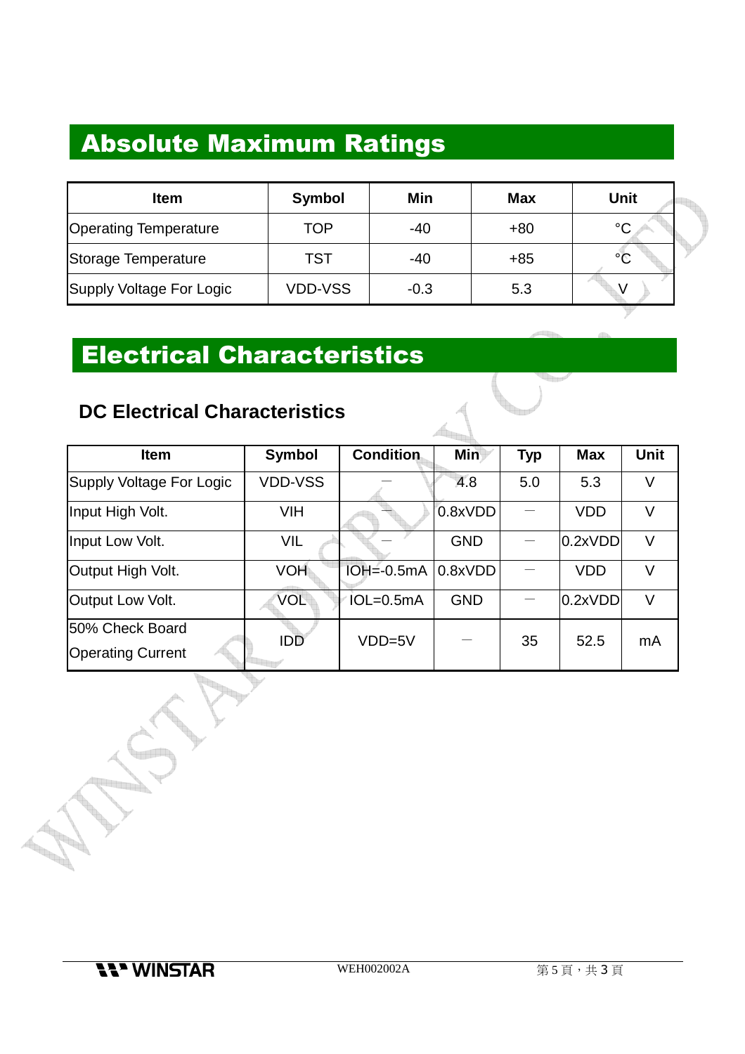# Absolute Maximum Ratings

| Item | Symbol | Min | Max | Unit |
|---|---|---|---|---|
| Operating Temperature | TOP | -40 | +80 | °C |
| Storage Temperature | TST | -40 | +85 | °C |
| Supply Voltage For Logic | VDD-VSS | -0.3 | 5.3 | V |

# Electrical Characteristics

## DC Electrical Characteristics

| Item | Symbol | Condition | Min | Typ | Max | Unit |
|---|---|---|---|---|---|---|
| Supply Voltage For Logic | VDD-VSS | — | 4.8 | 5.0 | 5.3 | V |
| Input High Volt. | VIH | — | 0.8xVDD | — | VDD | V |
| Input Low Volt. | VIL | — | GND | — | 0.2xVDD | V |
| Output High Volt. | VOH | IOH=-0.5mA | 0.8xVDD | — | VDD | V |
| Output Low Volt. | VOL | IOL=0.5mA | GND | — | 0.2xVDD | V |
| 50% Check Board Operating Current | IDD | VDD=5V | — | 35 | 52.5 | mA |